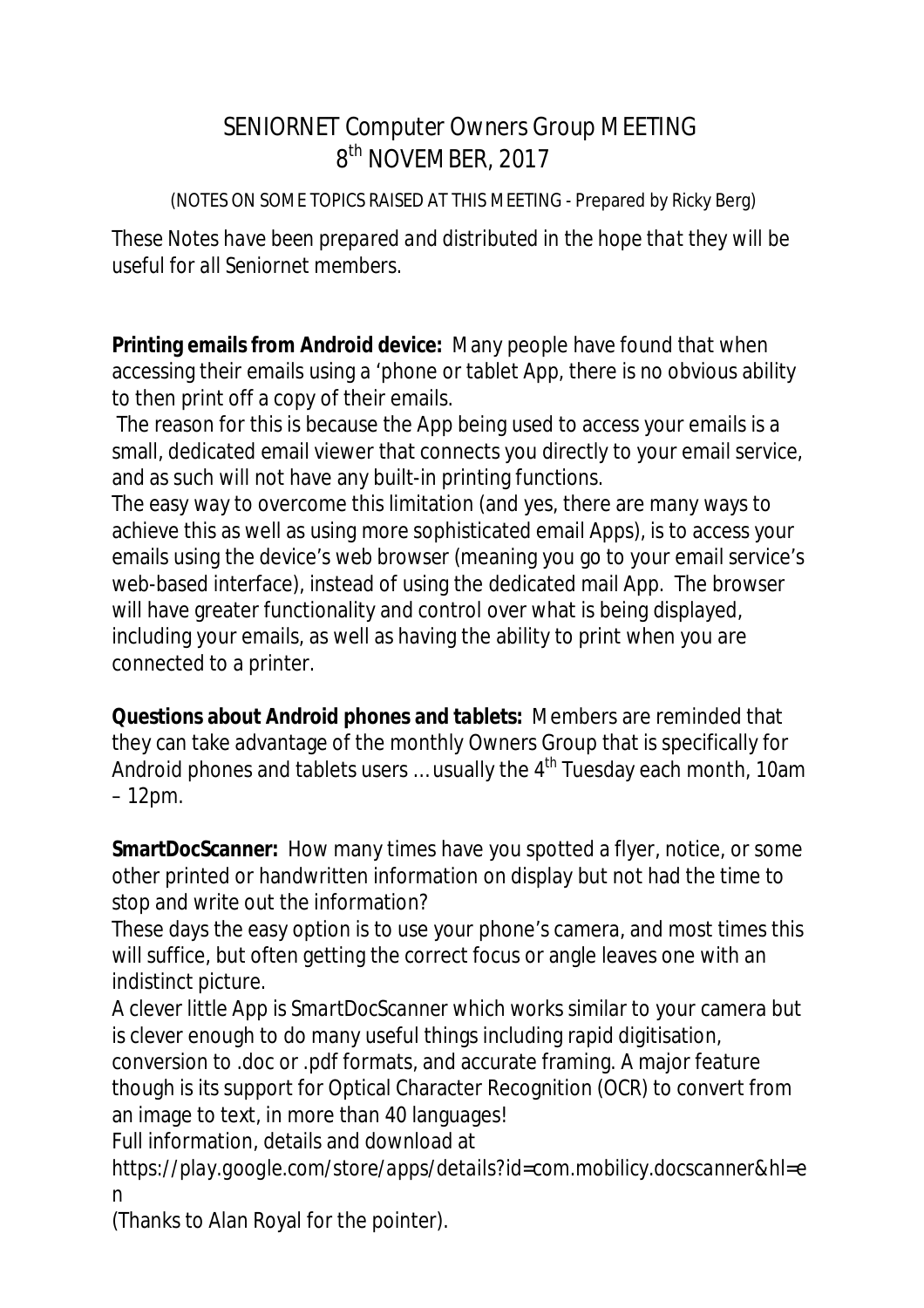# SENIORNET Computer Owners Group MEETING
## 8th NOVEMBER, 2017

(NOTES ON SOME TOPICS RAISED AT THIS MEETING - Prepared by Ricky Berg)

*These Notes have been prepared and distributed in the hope that they will be useful for all Seniornet members.*

**Printing emails from Android device:** Many people have found that when accessing their emails using a 'phone or tablet App, there is no obvious ability to then print off a copy of their emails.

The reason for this is because the App being used to access your emails is a small, dedicated email viewer that connects you directly to your email service, and as such will not have any built-in printing functions.

The easy way to overcome this limitation (and yes, there are many ways to achieve this as well as using more sophisticated email Apps), is to access your emails using the device's web browser (meaning you go to your email service's web-based interface), instead of using the dedicated mail App. The browser will have greater functionality and control over what is being displayed, including your emails, as well as having the ability to print when you are connected to a printer.

**Questions about Android phones and tablets:** Members are reminded that they can take advantage of the monthly Owners Group that is specifically for Android phones and tablets users … usually the 4th Tuesday each month, 10am – 12pm.

**SmartDocScanner:** How many times have you spotted a flyer, notice, or some other printed or handwritten information on display but not had the time to stop and write out the information?

These days the easy option is to use your phone's camera, and most times this will suffice, but often getting the correct focus or angle leaves one with an indistinct picture.

A clever little App is SmartDocScanner which works similar to your camera but is clever enough to do many useful things including rapid digitisation, conversion to .doc or .pdf formats, and accurate framing. A major feature though is its support for Optical Character Recognition (OCR) to convert from an image to text, in more than 40 languages!

Full information, details and download at
https://play.google.com/store/apps/details?id=com.mobilicy.docscanner&hl=en

(Thanks to Alan Royal for the pointer).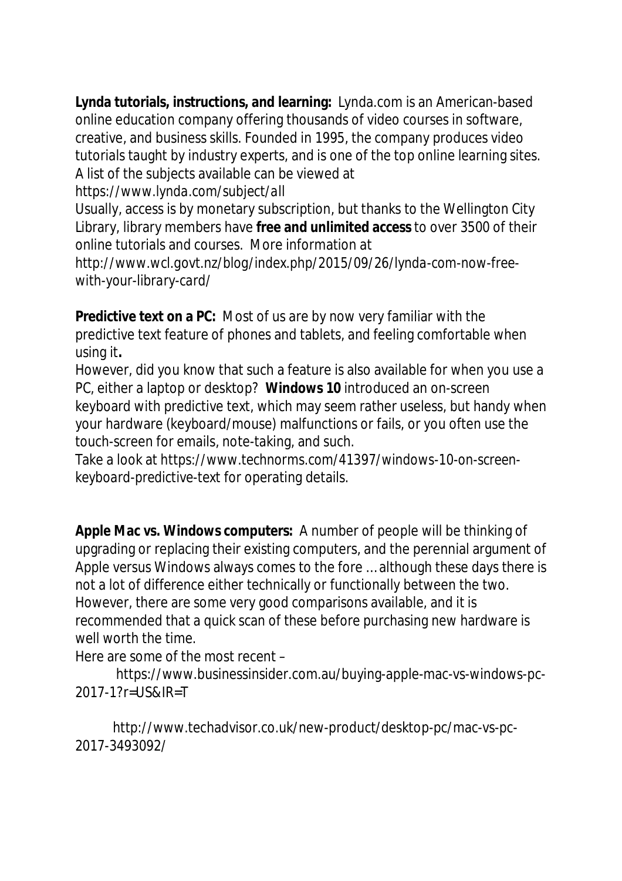**Lynda tutorials, instructions, and learning:** Lynda.com is an American-based online education company offering thousands of video courses in software, creative, and business skills. Founded in 1995, the company produces video tutorials taught by industry experts, and is one of the top online learning sites. A list of the subjects available can be viewed at https://www.lynda.com/subject/all

Usually, access is by monetary subscription, but thanks to the Wellington City Library, library members have **free and unlimited access** to over 3500 of their online tutorials and courses. More information at http://www.wcl.govt.nz/blog/index.php/2015/09/26/lynda-com-now-free-with-your-library-card/

**Predictive text on a PC:** Most of us are by now very familiar with the predictive text feature of phones and tablets, and feeling comfortable when using it**.**

However, did you know that such a feature is also available for when you use a PC, either a laptop or desktop? **Windows 10** introduced an on-screen keyboard with predictive text, which may seem rather useless, but handy when your hardware (keyboard/mouse) malfunctions or fails, or you often use the touch-screen for emails, note-taking, and such.

Take a look at https://www.technorms.com/41397/windows-10-on-screen-keyboard-predictive-text for operating details.

**Apple Mac vs. Windows computers:** A number of people will be thinking of upgrading or replacing their existing computers, and the perennial argument of Apple versus Windows always comes to the fore … although these days there is not a lot of difference either technically or functionally between the two. However, there are some very good comparisons available, and it is recommended that a quick scan of these before purchasing new hardware is well worth the time.

Here are some of the most recent –

https://www.businessinsider.com.au/buying-apple-mac-vs-windows-pc-2017-1?r=US&IR=T

http://www.techadvisor.co.uk/new-product/desktop-pc/mac-vs-pc-2017-3493092/